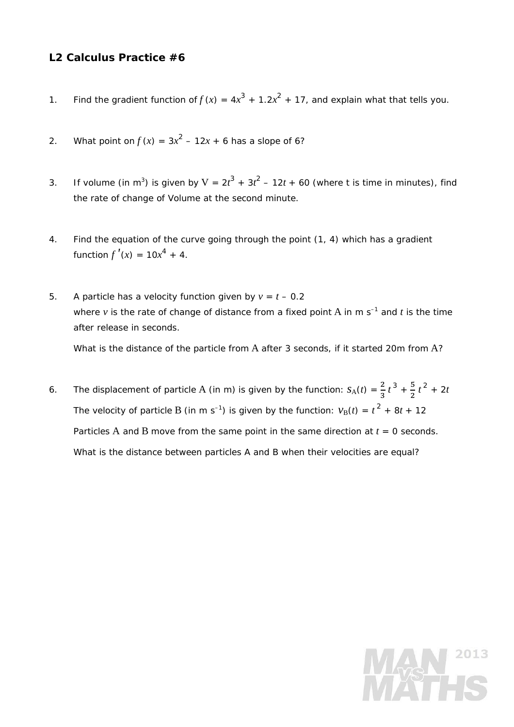## L2 Calculus Practice #6

1. Find the gradient function of $f(x) = 4x^3 + 1.2x^2 + 17$, and explain what that tells you.

2. What point on $f(x) = 3x^2 - 12x + 6$ has a slope of 6?

3. If volume (in $m^3$) is given by $V = 2t^3 + 3t^2 - 12t + 60$ (where t is time in minutes), find the rate of change of Volume at the second minute.

4. Find the equation of the curve going through the point (1, 4) which has a gradient function $f'(x) = 10x^4 + 4$.

5. A particle has a velocity function given by $v = t - 0.2$
   where $v$ is the rate of change of distance from a fixed point A in m $s^{-1}$ and $t$ is the time after release in seconds.

   What is the distance of the particle from A after 3 seconds, if it started 20m from A?

6. The displacement of particle A (in m) is given by the function: $s_A(t) = \frac{2}{3}t^3 + \frac{5}{2}t^2 + 2t$

   The velocity of particle B (in m $s^{-1}$) is given by the function: $v_B(t) = t^2 + 8t + 12$

   Particles A and B move from the same point in the same direction at $t = 0$ seconds.

   What is the distance between particles A and B when their velocities are equal?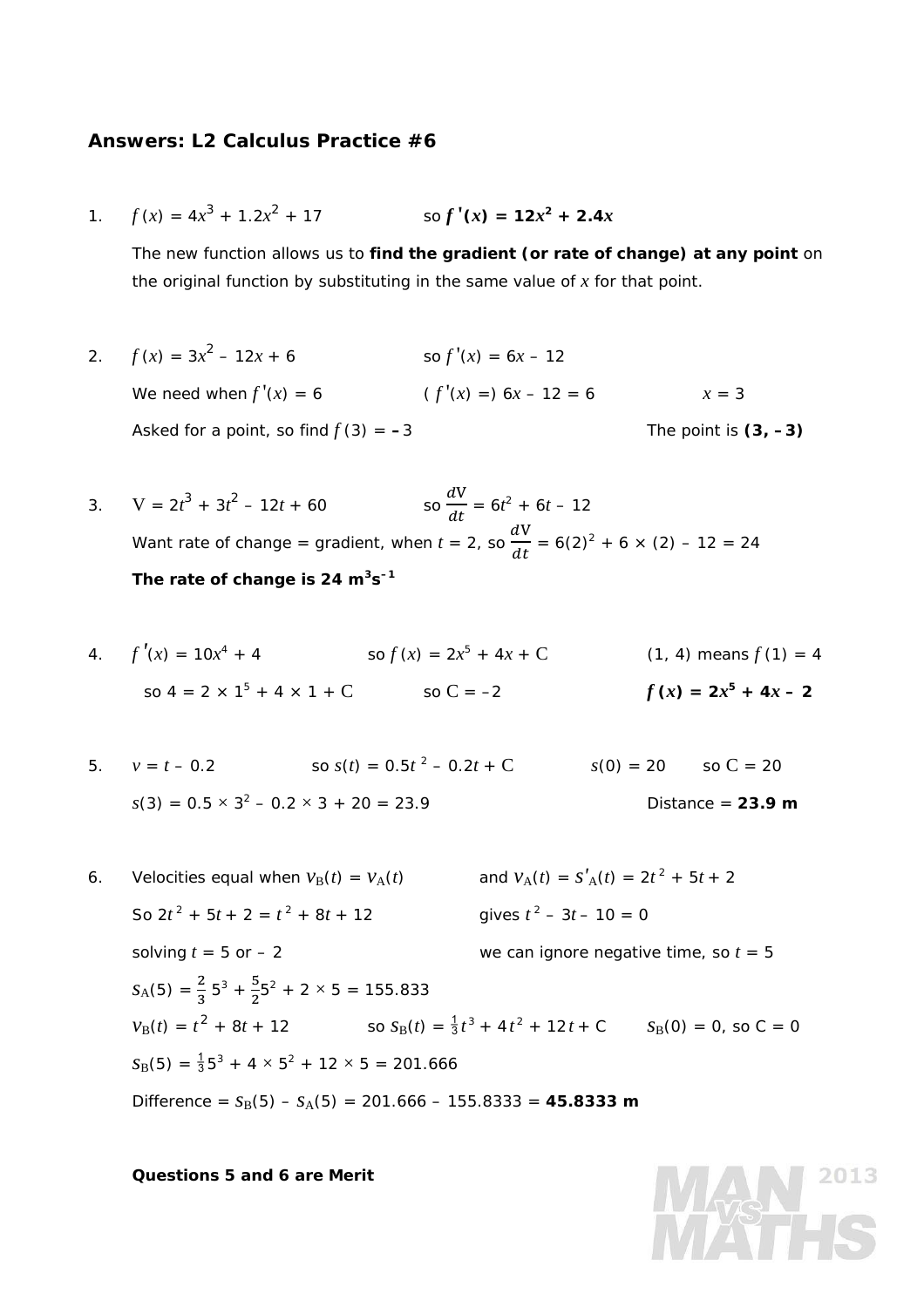## Answers: L2 Calculus Practice #6

1. $f(x) = 4x^3 + 1.2x^2 + 17$ so $\mathbf{f'(x) = 12x^2 + 2.4x}$

   The new function allows us to **find the gradient (or rate of change) at any point** on the original function by substituting in the same value of $x$ for that point.

2. $f(x) = 3x^2 - 12x + 6$ so $f'(x) = 6x - 12$

   We need when $f'(x) = 6$ $\quad (f'(x) =)\ 6x - 12 = 6$ $\quad x = 3$

   Asked for a point, so find $f(3) = \mathbf{-3}$ $\quad$ The point is **(3, –3)**

3. $V = 2t^3 + 3t^2 - 12t + 60$ so $\frac{dV}{dt} = 6t^2 + 6t - 12$

   Want rate of change = gradient, when $t = 2$, so $\frac{dV}{dt} = 6(2)^2 + 6 \times (2) - 12 = 24$

   **The rate of change is 24 $\mathbf{m^3s^{-1}}$**

4. $f'(x) = 10x^4 + 4$ so $f(x) = 2x^5 + 4x + C$ $\quad$ (1, 4) means $f(1) = 4$

   so $4 = 2 \times 1^5 + 4 \times 1 + C$ $\quad$ so $C = -2$ $\quad$ $\mathbf{f(x) = 2x^5 + 4x - 2}$

5. $v = t - 0.2$ so $s(t) = 0.5t^2 - 0.2t + C$ $\quad s(0) = 20$ $\quad$ so $C = 20$

   $s(3) = 0.5 \times 3^2 - 0.2 \times 3 + 20 = 23.9$ $\quad$ Distance = **23.9 m**

6. Velocities equal when $v_B(t) = v_A(t)$ $\quad$ and $v_A(t) = s'_A(t) = 2t^2 + 5t + 2$

   So $2t^2 + 5t + 2 = t^2 + 8t + 12$ $\quad$ gives $t^2 - 3t - 10 = 0$

   solving $t = 5$ or $-2$ $\quad$ we can ignore negative time, so $t = 5$

   $s_A(5) = \frac{2}{3}5^3 + \frac{5}{2}5^2 + 2 \times 5 = 155.833$

   $v_B(t) = t^2 + 8t + 12$ $\quad$ so $s_B(t) = \frac{1}{3}t^3 + 4t^2 + 12t + C$ $\quad s_B(0) = 0$, so $C = 0$

   $s_B(5) = \frac{1}{3}5^3 + 4 \times 5^2 + 12 \times 5 = 201.666$

   Difference = $s_B(5) - s_A(5) = 201.666 - 155.8333 =$ **45.8333 m**

**Questions 5 and 6 are Merit**